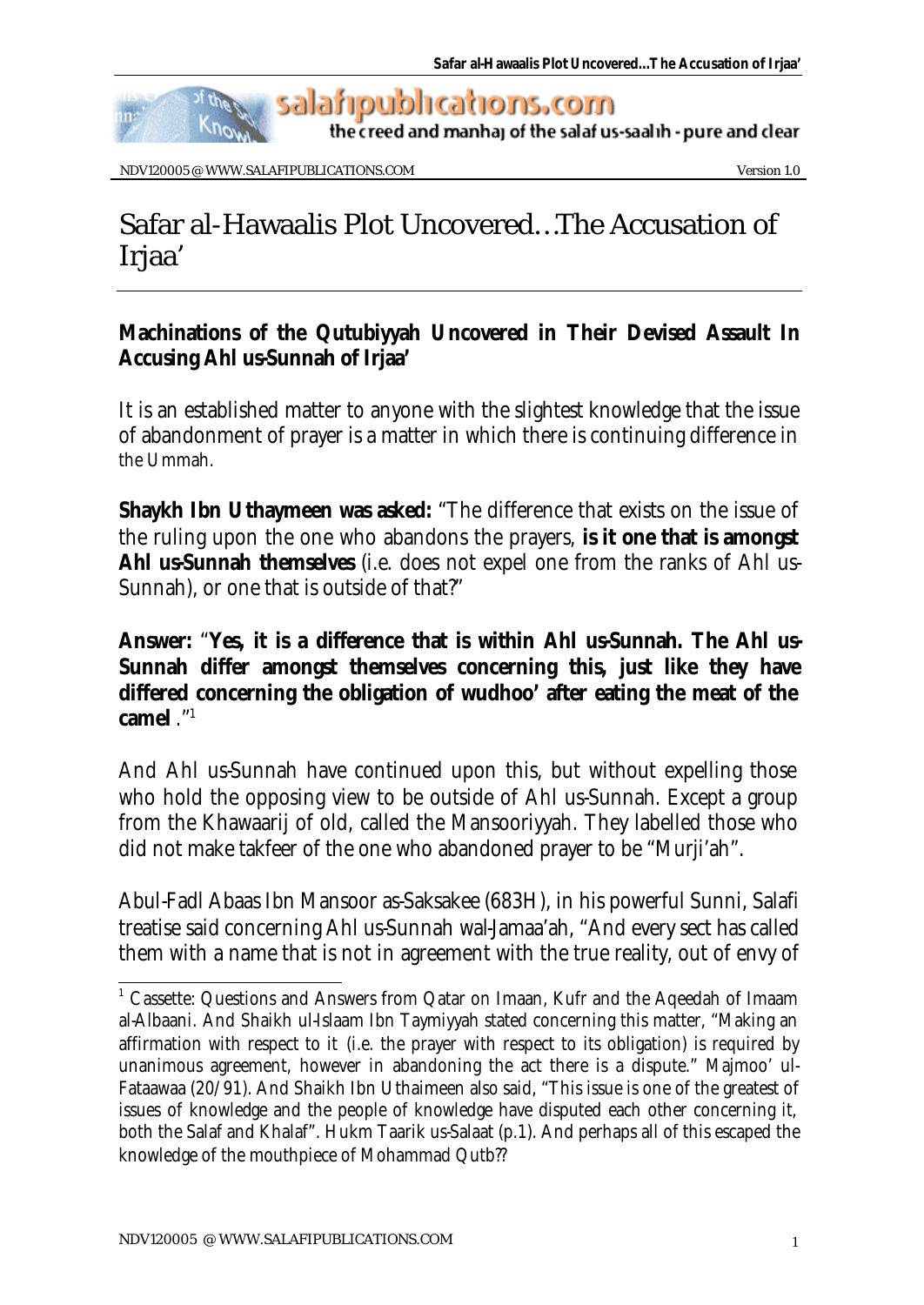# Safar al-Hawaalis Plot Uncovered…The Accusation of Irjaa'

**Machinations of the Qutubiyyah Uncovered in Their Devised Assault In Accusing Ahl us-Sunnah of Irjaa'**

It is an established matter to anyone with the slightest knowledge that the issue of abandonment of prayer is a matter in which there is continuing difference in the Ummah.

**Shaykh Ibn Uthaymeen was asked:** "The difference that exists on the issue of the ruling upon the one who abandons the prayers, **is it one that is amongst Ahl us-Sunnah themselves** (i.e. does not expel one from the ranks of Ahl us-Sunnah), or one that is outside of that?"

**Answer:** "**Yes, it is a difference that is within Ahl us-Sunnah. The Ahl us-Sunnah differ amongst themselves concerning this, just like they have differed concerning the obligation of wudhoo' after eating the meat of the camel** ."[1]

And Ahl us-Sunnah have continued upon this, but without expelling those who hold the opposing view to be outside of Ahl us-Sunnah. Except a group from the Khawaarij of old, called the Mansooriyyah. They labelled those who did not make takfeer of the one who abandoned prayer to be "Murji'ah".

Abul-Fadl Abaas Ibn Mansoor as-Saksakee (683H), in his powerful Sunni, Salafi treatise said concerning Ahl us-Sunnah wal-Jamaa'ah, "And every sect has called them with a name that is not in agreement with the true reality, out of envy of

---

[1] Cassette: Questions and Answers from Qatar on Imaan, Kufr and the Aqeedah of Imaam al-Albaani. And Shaikh ul-Islaam Ibn Taymiyyah stated concerning this matter, "Making an affirmation with respect to it (i.e. the prayer with respect to its obligation) is required by unanimous agreement, however in abandoning the act there is a dispute." Majmoo' ul-Fataawaa (20/91). And Shaikh Ibn Uthaimeen also said, "This issue is one of the greatest of issues of knowledge and the people of knowledge have disputed each other concerning it, both the Salaf and Khalaf". Hukm Taarik us-Salaat (p.1). And perhaps all of this escaped the knowledge of the mouthpiece of Mohammad Qutb??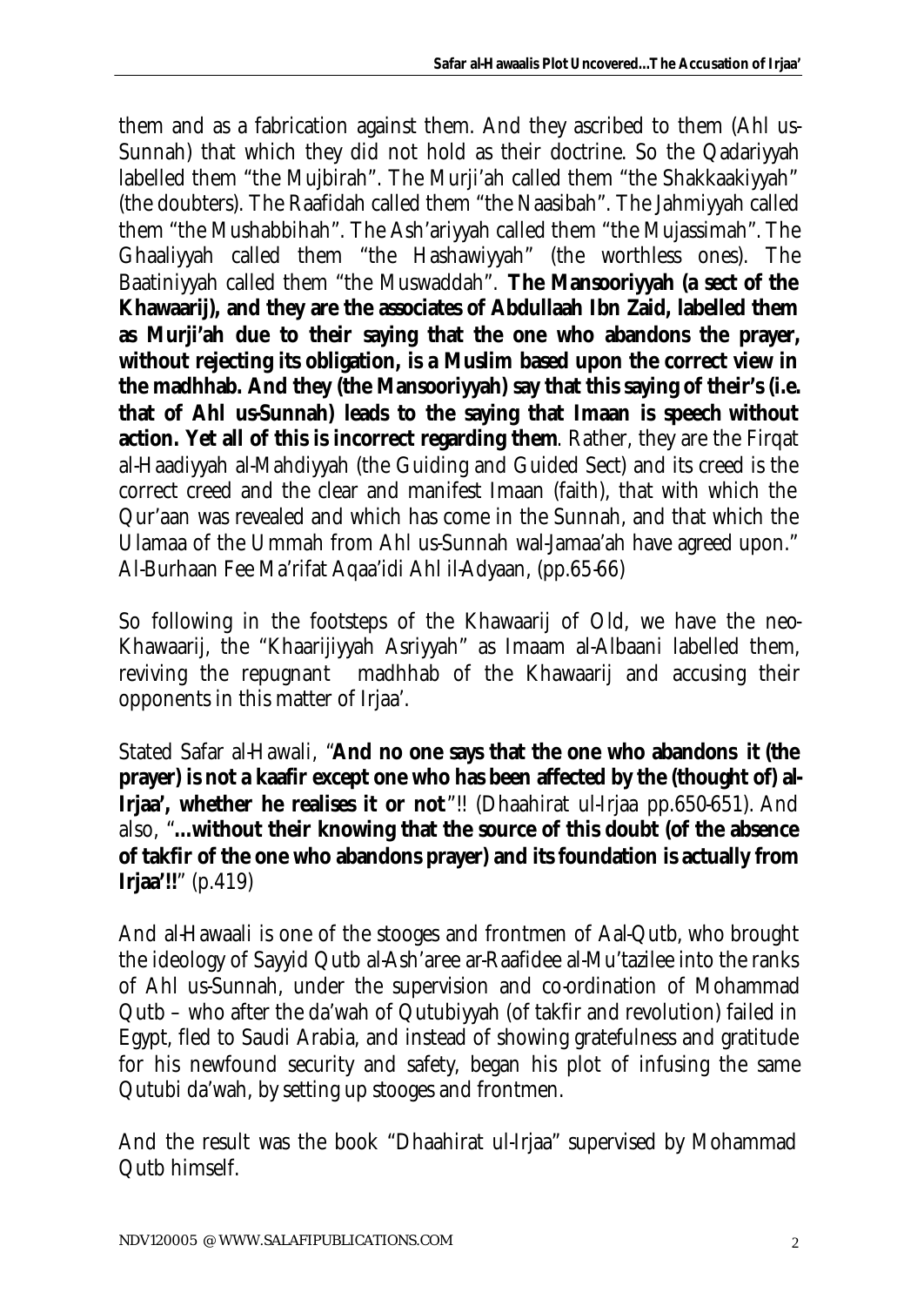them and as a fabrication against them. And they ascribed to them (Ahl us-Sunnah) that which they did not hold as their doctrine. So the Qadariyyah labelled them "the Mujbirah". The Murji'ah called them "the Shakkaakiyyah" (the doubters). The Raafidah called them "the Naasibah". The Jahmiyyah called them "the Mushabbihah". The Ash'ariyyah called them "the Mujassimah". The Ghaaliyyah called them "the Hashawiyyah" (the worthless ones). The Baatiniyyah called them "the Muswaddah". **The Mansooriyyah (a sect of the Khawaarij), and they are the associates of Abdullaah Ibn Zaid, labelled them as Murji'ah due to their saying that the one who abandons the prayer, without rejecting its obligation, is a Muslim based upon the correct view in the madhhab. And they (the Mansooriyyah) say that this saying of their's (i.e. that of Ahl us-Sunnah) leads to the saying that Imaan is speech without action. Yet all of this is incorrect regarding them**. Rather, they are the Firqat al-Haadiyyah al-Mahdiyyah (the Guiding and Guided Sect) and its creed is the correct creed and the clear and manifest Imaan (faith), that with which the Qur'aan was revealed and which has come in the Sunnah, and that which the Ulamaa of the Ummah from Ahl us-Sunnah wal-Jamaa'ah have agreed upon." Al-Burhaan Fee Ma'rifat Aqaa'idi Ahl il-Adyaan, (pp.65-66)

So following in the footsteps of the Khawaarij of Old, we have the neo-Khawaarij, the "Khaarijiyyah Asriyyah" as Imaam al-Albaani labelled them, reviving the repugnant madhhab of the Khawaarij and accusing their opponents in this matter of Irjaa'.

Stated Safar al-Hawali, "**And no one says that the one who abandons it (the prayer) is not a kaafir except one who has been affected by the (thought of) al-Irjaa', whether he realises it or not**"!! (Dhaahirat ul-Irjaa pp.650-651). And also, "**...without their knowing that the source of this doubt (of the absence of takfir of the one who abandons prayer) and its foundation is actually from Irjaa'!!**" (p.419)

And al-Hawaali is one of the stooges and frontmen of Aal-Qutb, who brought the ideology of Sayyid Qutb al-Ash'aree ar-Raafidee al-Mu'tazilee into the ranks of Ahl us-Sunnah, under the supervision and co-ordination of Mohammad Qutb – who after the da'wah of Qutubiyyah (of takfir and revolution) failed in Egypt, fled to Saudi Arabia, and instead of showing gratefulness and gratitude for his newfound security and safety, began his plot of infusing the same Qutubi da'wah, by setting up stooges and frontmen.

And the result was the book "Dhaahirat ul-Irjaa" supervised by Mohammad Qutb himself.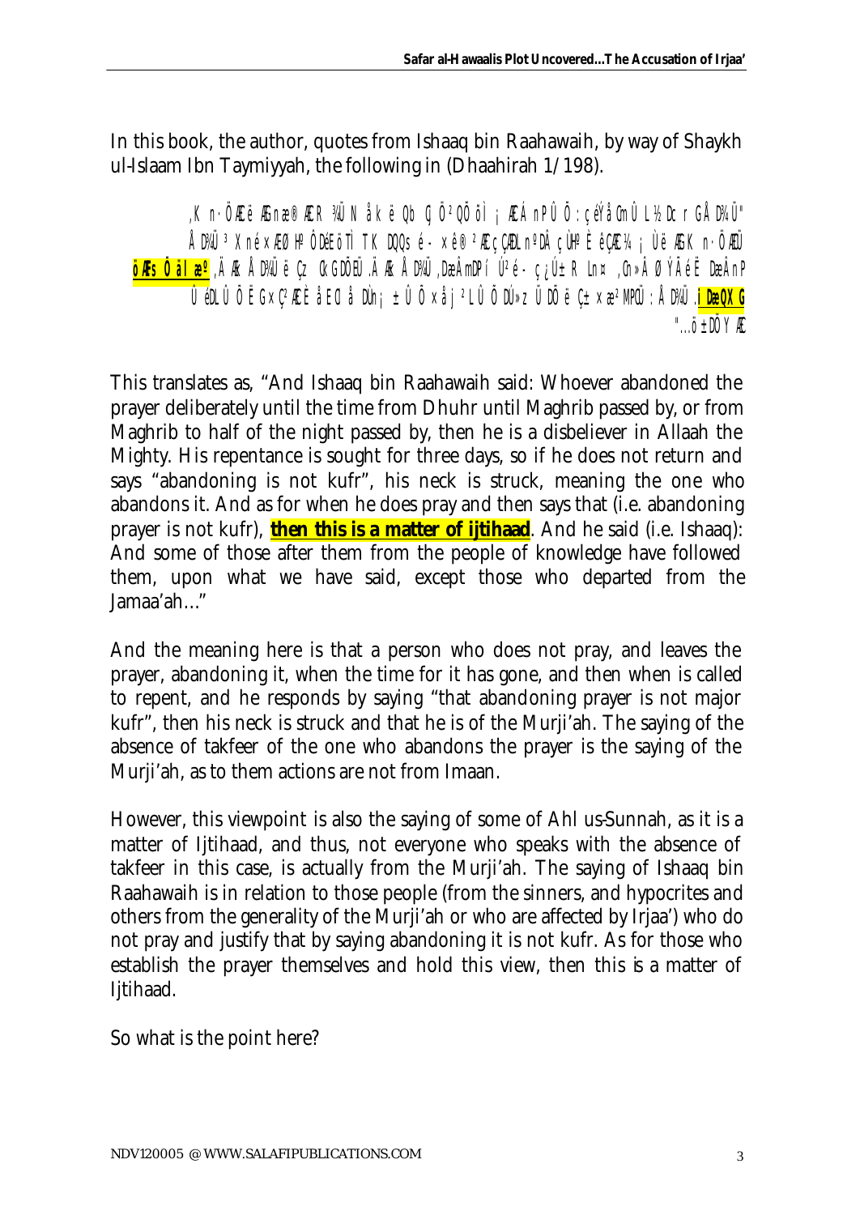In this book, the author, quotes from Ishaaq bin Raahawaih, by way of Shaykh ul-Islaam Ibn Taymiyyah, the following in (Dhaahirah 1/198).

,K n·ÖÆë Ænæ®ÆR ¾ÙN åkë Qb Ç|Õ²QÕöì ¡ÆÁnPÛÕ:çéÝåØnÛ L½Dr GÅD¾Ü"
ÅD¾Ü³ XnéxÆØHºÔDéEöTÌ TK DQQs é- xê®²ÆçÇÆDLnºDÀçÙHºÈêÇÆ¼¡Üë ÆK n·ÖÆÜ
**öÆsÕàlæº**,Ä Æ ÅD¾Üë Çz ÇKGDÕÊÜ.Ä Æ ÅD¾Ü,DæÂmDPí Ú²é- ç¿Ú± R Ln¤ ,Çn»ÅØÝÂéË DæÂnP
ÙéDLÙÕËG×Ç²ÆÈåEÇIåDÙn¡±ÙÕxåj²LÛÕDÙ»zÜDÔëÇ±xæ²MPÇÜ:ÅD¾Ü.**¡DæQXG**
"...ö±DÕÝÆ

This translates as, "And Ishaaq bin Raahawaih said: Whoever abandoned the prayer deliberately until the time from Dhuhr until Maghrib passed by, or from Maghrib to half of the night passed by, then he is a disbeliever in Allaah the Mighty. His repentance is sought for three days, so if he does not return and says "abandoning is not kufr", his neck is struck, meaning the one who abandons it. And as for when he does pray and then says that (i.e. abandoning prayer is not kufr), **then this is a matter of ijtihaad**. And he said (i.e. Ishaaq): And some of those after them from the people of knowledge have followed them, upon what we have said, except those who departed from the Jamaa'ah..."

And the meaning here is that a person who does not pray, and leaves the prayer, abandoning it, when the time for it has gone, and then when is called to repent, and he responds by saying "that abandoning prayer is not major kufr", then his neck is struck and that he is of the Murji'ah. The saying of the absence of takfeer of the one who abandons the prayer is the saying of the Murji'ah, as to them actions are not from Imaan.

However, this viewpoint is also the saying of some of Ahl us-Sunnah, as it is a matter of Ijtihaad, and thus, not everyone who speaks with the absence of takfeer in this case, is actually from the Murji'ah. The saying of Ishaaq bin Raahawaih is in relation to those people (from the sinners, and hypocrites and others from the generality of the Murji'ah or who are affected by Irjaa') who do not pray and justify that by saying abandoning it is not kufr. As for those who establish the prayer themselves and hold this view, then this is a matter of Ijtihaad.

So what is the point here?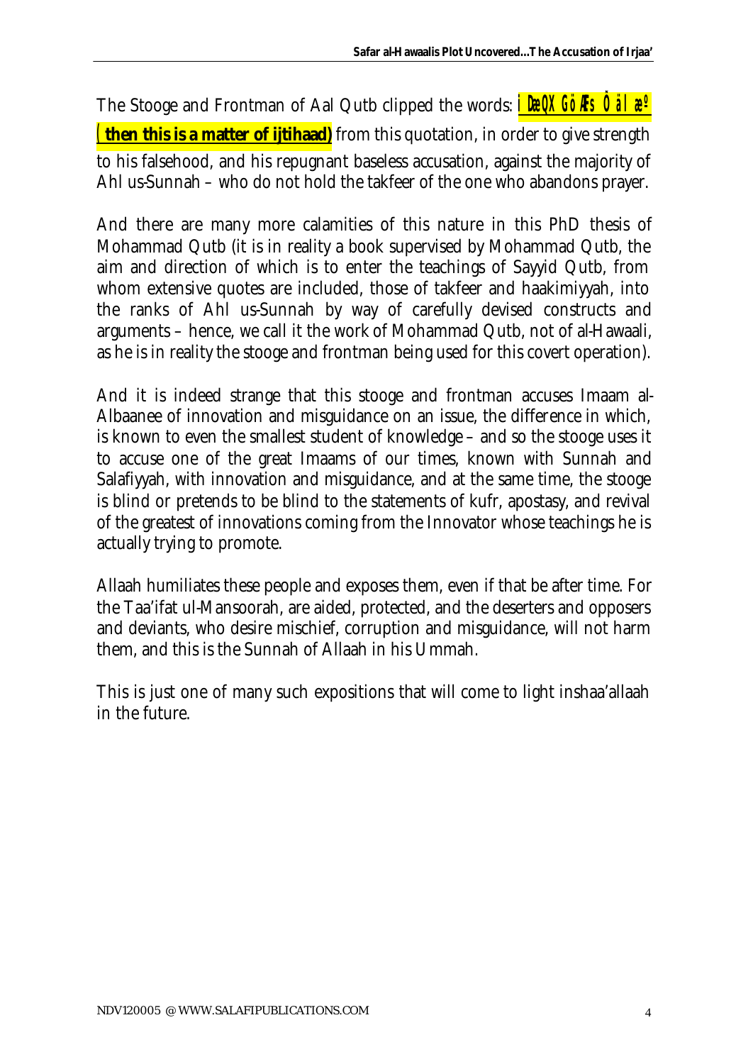The Stooge and Frontman of Aal Qutb clipped the words: **ï ÆæQX GöÆs Öäl æº (then this is a matter of ijtihaad)** from this quotation, in order to give strength to his falsehood, and his repugnant baseless accusation, against the majority of Ahl us-Sunnah – who do not hold the takfeer of the one who abandons prayer.

And there are many more calamities of this nature in this PhD thesis of Mohammad Qutb (it is in reality a book supervised by Mohammad Qutb, the aim and direction of which is to enter the teachings of Sayyid Qutb, from whom extensive quotes are included, those of takfeer and haakimiyyah, into the ranks of Ahl us-Sunnah by way of carefully devised constructs and arguments – hence, we call it the work of Mohammad Qutb, not of al-Hawaali, as he is in reality the stooge and frontman being used for this covert operation).

And it is indeed strange that this stooge and frontman accuses Imaam al-Albaanee of innovation and misguidance on an issue, the difference in which, is known to even the smallest student of knowledge – and so the stooge uses it to accuse one of the great Imaams of our times, known with Sunnah and Salafiyyah, with innovation and misguidance, and at the same time, the stooge is blind or pretends to be blind to the statements of kufr, apostasy, and revival of the greatest of innovations coming from the Innovator whose teachings he is actually trying to promote.

Allaah humiliates these people and exposes them, even if that be after time. For the Taa'ifat ul-Mansoorah, are aided, protected, and the deserters and opposers and deviants, who desire mischief, corruption and misguidance, will not harm them, and this is the Sunnah of Allaah in his Ummah.

This is just one of many such expositions that will come to light inshaa'allaah in the future.